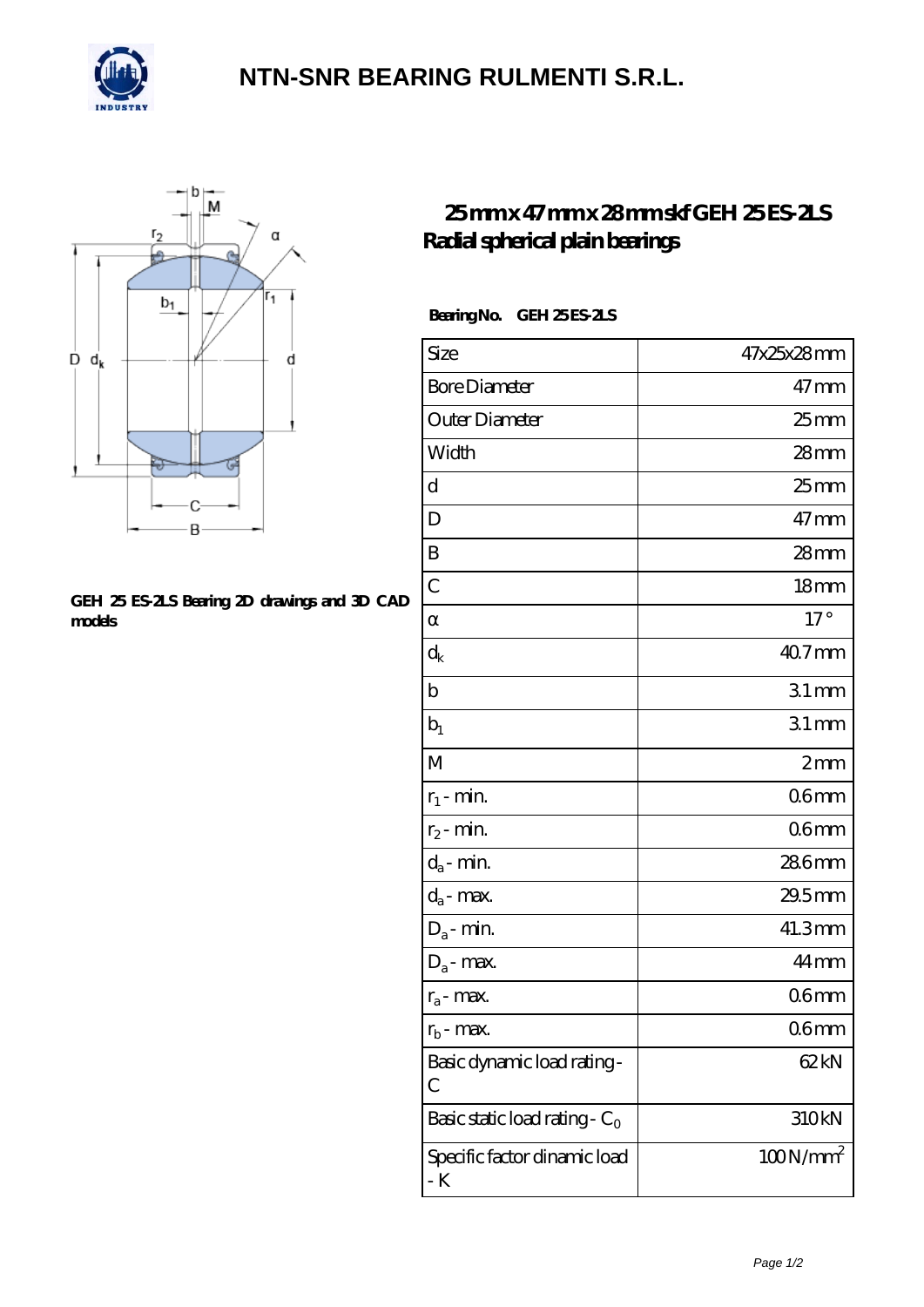# NTN-SNR BEARING RULMENTI S.R.L.

## 25 mm x 47 mm x 28 mm skf GEH 25 ES-2LS Radial spherical plain bearings

**GEH 25 ES-2LS Bearing 2D drawings and 3D CAD models**

**Bearing No.** GEH 25 ES-2LS

| Size | 47x25x28 mm |
|---|---|
| Bore Diameter | 47 mm |
| Outer Diameter | 25 mm |
| Width | 28 mm |
| d | 25 mm |
| D | 47 mm |
| B | 28 mm |
| C | 18 mm |
| α | 17 ° |
| $d_k$ | 40.7 mm |
| b | 3.1 mm |
| $b_1$ | 3.1 mm |
| M | 2 mm |
| $r_1$ - min. | 0.6 mm |
| $r_2$ - min. | 0.6 mm |
| $d_a$ - min. | 28.6 mm |
| $d_a$ - max. | 29.5 mm |
| $D_a$ - min. | 41.3 mm |
| $D_a$ - max. | 44 mm |
| $r_a$ - max. | 0.6 mm |
| $r_b$ - max. | 0.6 mm |
| Basic dynamic load rating - C | 62 kN |
| Basic static load rating - $C_0$ | 310 kN |
| Specific factor dinamic load - K | 100 N/mm$^2$ |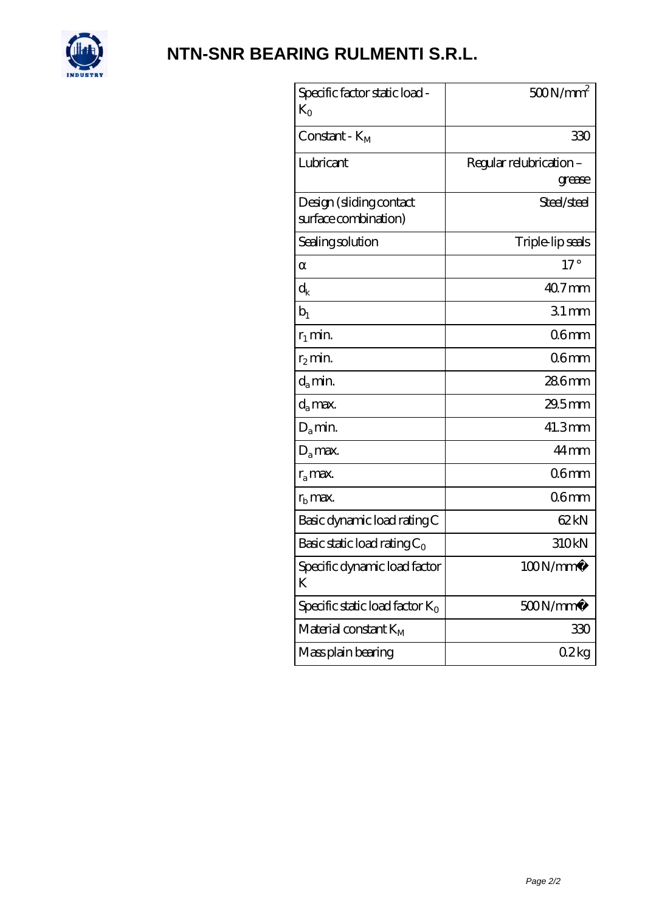# NTN-SNR BEARING RULMENTI S.R.L.

| | |
|---|---|
| Specific factor static load - $K_0$ | 500 N/mm$^2$ |
| Constant - $K_M$ | 330 |
| Lubricant | Regular relubrication – grease |
| Design (sliding contact surface combination) | Steel/steel |
| Sealing solution | Triple-lip seals |
| α | 17 ° |
| $d_k$ | 40.7 mm |
| $b_1$ | 3.1 mm |
| $r_1$ min. | 0.6 mm |
| $r_2$ min. | 0.6 mm |
| $d_a$ min. | 28.6 mm |
| $d_a$ max. | 29.5 mm |
| $D_a$ min. | 41.3 mm |
| $D_a$ max. | 44 mm |
| $r_a$ max. | 0.6 mm |
| $r_b$ max. | 0.6 mm |
| Basic dynamic load rating C | 62 kN |
| Basic static load rating $C_0$ | 310 kN |
| Specific dynamic load factor K | 100 N/mm� |
| Specific static load factor $K_0$ | 500 N/mm� |
| Material constant $K_M$ | 330 |
| Mass plain bearing | 0.2 kg |